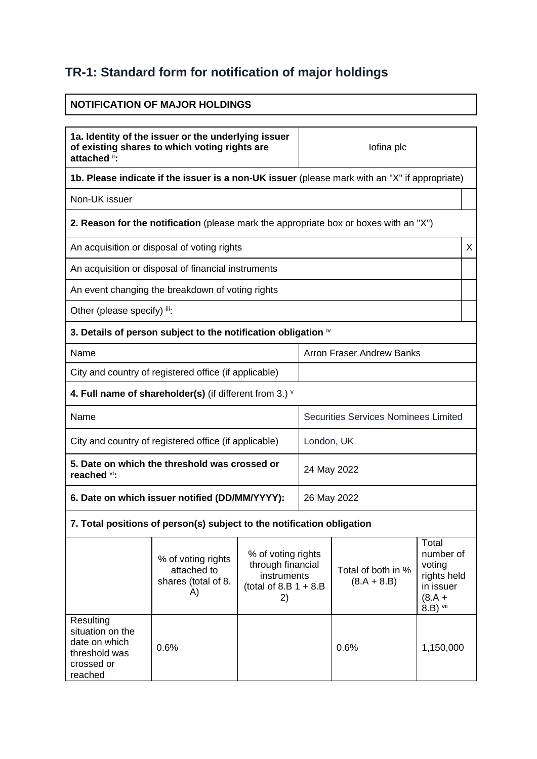## TR-1: Standard form for notification of major holdings

| NOTIFICATION OF MAJOR HOLDINGS |
|---|

| 1a. Identity of the issuer or the underlying issuer of existing shares to which voting rights are attached [ii]: | Iofina plc |
|---|---|

**1b. Please indicate if the issuer is a non-UK issuer** (please mark with an "X" if appropriate)

| Non-UK issuer | |
|---|---|

**2. Reason for the notification** (please mark the appropriate box or boxes with an "X")

| | |
|---|---|
| An acquisition or disposal of voting rights | X |
| An acquisition or disposal of financial instruments | |
| An event changing the breakdown of voting rights | |
| Other (please specify) [iii]: | |

**3. Details of person subject to the notification obligation** [iv]

| | |
|---|---|
| Name | Arron Fraser Andrew Banks |
| City and country of registered office (if applicable) | |

**4. Full name of shareholder(s)** (if different from 3.) [v]

| | |
|---|---|
| Name | Securities Services Nominees Limited |
| City and country of registered office (if applicable) | London, UK |
| **5. Date on which the threshold was crossed or reached** [vi]**:** | 24 May 2022 |
| **6. Date on which issuer notified (DD/MM/YYYY):** | 26 May 2022 |

**7. Total positions of person(s) subject to the notification obligation**

| | % of voting rights attached to shares (total of 8. A) | % of voting rights through financial instruments (total of 8.B 1 + 8.B 2) | Total of both in % (8.A + 8.B) | Total number of voting rights held in issuer (8.A + 8.B) [vii] |
|---|---|---|---|---|
| Resulting situation on the date on which threshold was crossed or reached | 0.6% | | 0.6% | 1,150,000 |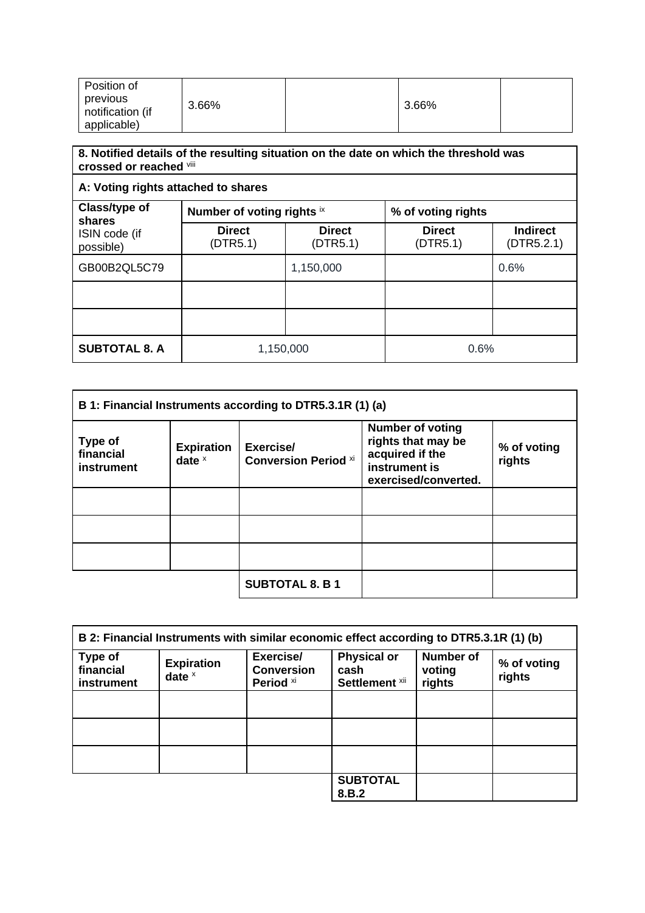| Position of previous notification (if applicable) | 3.66% | | 3.66% | |
|---|---|---|---|---|

| **8. Notified details of the resulting situation on the date on which the threshold was crossed or reached** [viii] | | | | |
|---|---|---|---|---|
| **A: Voting rights attached to shares** | | | | |
| **Class/type of shares** ISIN code (if possible) | **Number of voting rights** [ix] | | **% of voting rights** | |
| | **Direct** (DTR5.1) | **Direct** (DTR5.1) | **Direct** (DTR5.1) | **Indirect** (DTR5.2.1) |
| GB00B2QL5C79 | | 1,150,000 | | 0.6% |
| | | | | |
| | | | | |
| **SUBTOTAL 8. A** | 1,150,000 | | 0.6% | |

| **B 1: Financial Instruments according to DTR5.3.1R (1) (a)** | | | | |
|---|---|---|---|---|
| **Type of financial instrument** | **Expiration date** [x] | **Exercise/ Conversion Period** [xi] | **Number of voting rights that may be acquired if the instrument is exercised/converted.** | **% of voting rights** |
| | | | | |
| | | | | |
| | | | | |
| | | **SUBTOTAL 8. B 1** | | |

| **B 2: Financial Instruments with similar economic effect according to DTR5.3.1R (1) (b)** | | | | | |
|---|---|---|---|---|---|
| **Type of financial instrument** | **Expiration date** [x] | **Exercise/ Conversion Period** [xi] | **Physical or cash Settlement** [xii] | **Number of voting rights** | **% of voting rights** |
| | | | | | |
| | | | | | |
| | | | | | |
| | | | **SUBTOTAL 8.B.2** | | |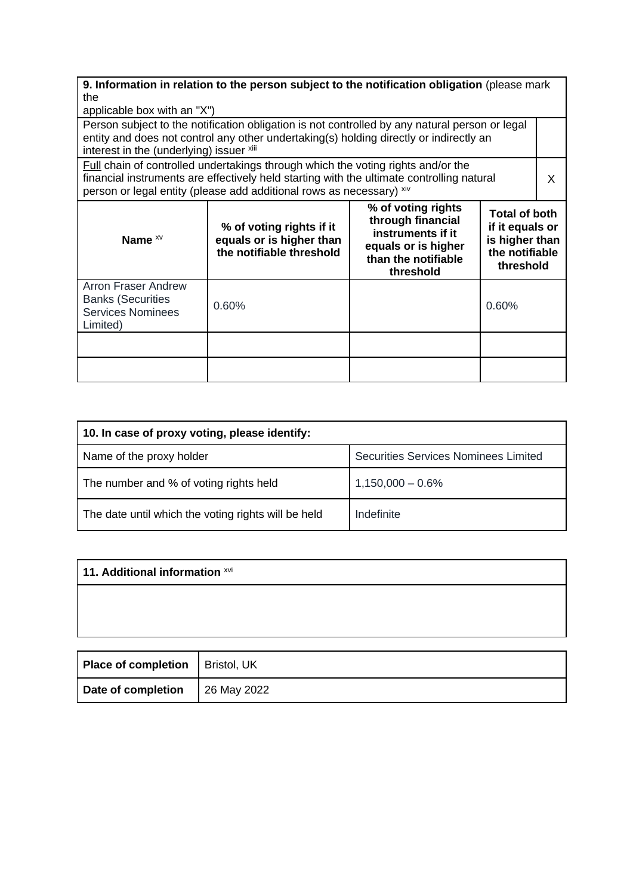| **9. Information in relation to the person subject to the notification obligation** (please mark the applicable box with an "X") | |
|---|---|
| Person subject to the notification obligation is not controlled by any natural person or legal entity and does not control any other undertaking(s) holding directly or indirectly an interest in the (underlying) issuer [xiii] | |
| Full chain of controlled undertakings through which the voting rights and/or the financial instruments are effectively held starting with the ultimate controlling natural person or legal entity (please add additional rows as necessary) [xiv] | X |

| **Name** [xv] | **% of voting rights if it equals or is higher than the notifiable threshold** | **% of voting rights through financial instruments if it equals or is higher than the notifiable threshold** | **Total of both if it equals or is higher than the notifiable threshold** |
|---|---|---|---|
| Arron Fraser Andrew Banks (Securities Services Nominees Limited) | 0.60% | | 0.60% |
| | | | |
| | | | |

| **10. In case of proxy voting, please identify:** | |
|---|---|
| Name of the proxy holder | Securities Services Nominees Limited |
| The number and % of voting rights held | 1,150,000 – 0.6% |
| The date until which the voting rights will be held | Indefinite |

| **11. Additional information** [xvi] |
|---|
| |

| | |
|---|---|
| **Place of completion** | Bristol, UK |
| **Date of completion** | 26 May 2022 |